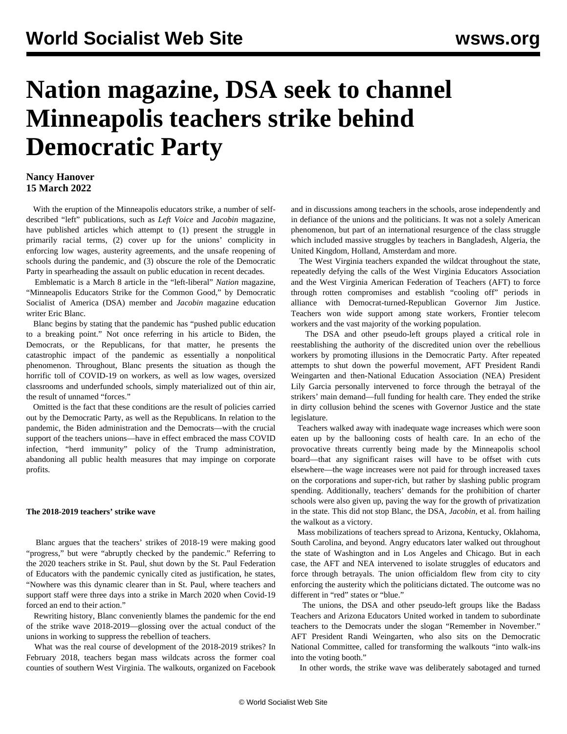# Nation magazine, DSA seek to channel Minneapolis teachers strike behind Democratic Party

**Nancy Hanover**
**15 March 2022**

With the eruption of the Minneapolis educators strike, a number of self-described "left" publications, such as *Left Voice* and *Jacobin* magazine, have published articles which attempt to (1) present the struggle in primarily racial terms, (2) cover up for the unions' complicity in enforcing low wages, austerity agreements, and the unsafe reopening of schools during the pandemic, and (3) obscure the role of the Democratic Party in spearheading the assault on public education in recent decades.

Emblematic is a March 8 article in the "left-liberal" *Nation* magazine, "Minneapolis Educators Strike for the Common Good," by Democratic Socialist of America (DSA) member and *Jacobin* magazine education writer Eric Blanc.

Blanc begins by stating that the pandemic has "pushed public education to a breaking point." Not once referring in his article to Biden, the Democrats, or the Republicans, for that matter, he presents the catastrophic impact of the pandemic as essentially a nonpolitical phenomenon. Throughout, Blanc presents the situation as though the horrific toll of COVID-19 on workers, as well as low wages, oversized classrooms and underfunded schools, simply materialized out of thin air, the result of unnamed "forces."

Omitted is the fact that these conditions are the result of policies carried out by the Democratic Party, as well as the Republicans. In relation to the pandemic, the Biden administration and the Democrats—with the crucial support of the teachers unions—have in effect embraced the mass COVID infection, "herd immunity" policy of the Trump administration, abandoning all public health measures that may impinge on corporate profits.

**The 2018-2019 teachers' strike wave**

Blanc argues that the teachers' strikes of 2018-19 were making good "progress," but were "abruptly checked by the pandemic." Referring to the 2020 teachers strike in St. Paul, shut down by the St. Paul Federation of Educators with the pandemic cynically cited as justification, he states, "Nowhere was this dynamic clearer than in St. Paul, where teachers and support staff were three days into a strike in March 2020 when Covid-19 forced an end to their action."

Rewriting history, Blanc conveniently blames the pandemic for the end of the strike wave 2018-2019—glossing over the actual conduct of the unions in working to suppress the rebellion of teachers.

What was the real course of development of the 2018-2019 strikes? In February 2018, teachers began mass wildcats across the former coal counties of southern West Virginia. The walkouts, organized on Facebook and in discussions among teachers in the schools, arose independently and in defiance of the unions and the politicians. It was not a solely American phenomenon, but part of an international resurgence of the class struggle which included massive struggles by teachers in Bangladesh, Algeria, the United Kingdom, Holland, Amsterdam and more.

The West Virginia teachers expanded the wildcat throughout the state, repeatedly defying the calls of the West Virginia Educators Association and the West Virginia American Federation of Teachers (AFT) to force through rotten compromises and establish "cooling off" periods in alliance with Democrat-turned-Republican Governor Jim Justice. Teachers won wide support among state workers, Frontier telecom workers and the vast majority of the working population.

The DSA and other pseudo-left groups played a critical role in reestablishing the authority of the discredited union over the rebellious workers by promoting illusions in the Democratic Party. After repeated attempts to shut down the powerful movement, AFT President Randi Weingarten and then-National Education Association (NEA) President Lily Garcia personally intervened to force through the betrayal of the strikers' main demand—full funding for health care. They ended the strike in dirty collusion behind the scenes with Governor Justice and the state legislature.

Teachers walked away with inadequate wage increases which were soon eaten up by the ballooning costs of health care. In an echo of the provocative threats currently being made by the Minneapolis school board—that any significant raises will have to be offset with cuts elsewhere—the wage increases were not paid for through increased taxes on the corporations and super-rich, but rather by slashing public program spending. Additionally, teachers' demands for the prohibition of charter schools were also given up, paving the way for the growth of privatization in the state. This did not stop Blanc, the DSA, *Jacobin*, et al. from hailing the walkout as a victory.

Mass mobilizations of teachers spread to Arizona, Kentucky, Oklahoma, South Carolina, and beyond. Angry educators later walked out throughout the state of Washington and in Los Angeles and Chicago. But in each case, the AFT and NEA intervened to isolate struggles of educators and force through betrayals. The union officialdom flew from city to city enforcing the austerity which the politicians dictated. The outcome was no different in "red" states or "blue."

The unions, the DSA and other pseudo-left groups like the Badass Teachers and Arizona Educators United worked in tandem to subordinate teachers to the Democrats under the slogan "Remember in November." AFT President Randi Weingarten, who also sits on the Democratic National Committee, called for transforming the walkouts "into walk-ins into the voting booth."

In other words, the strike wave was deliberately sabotaged and turned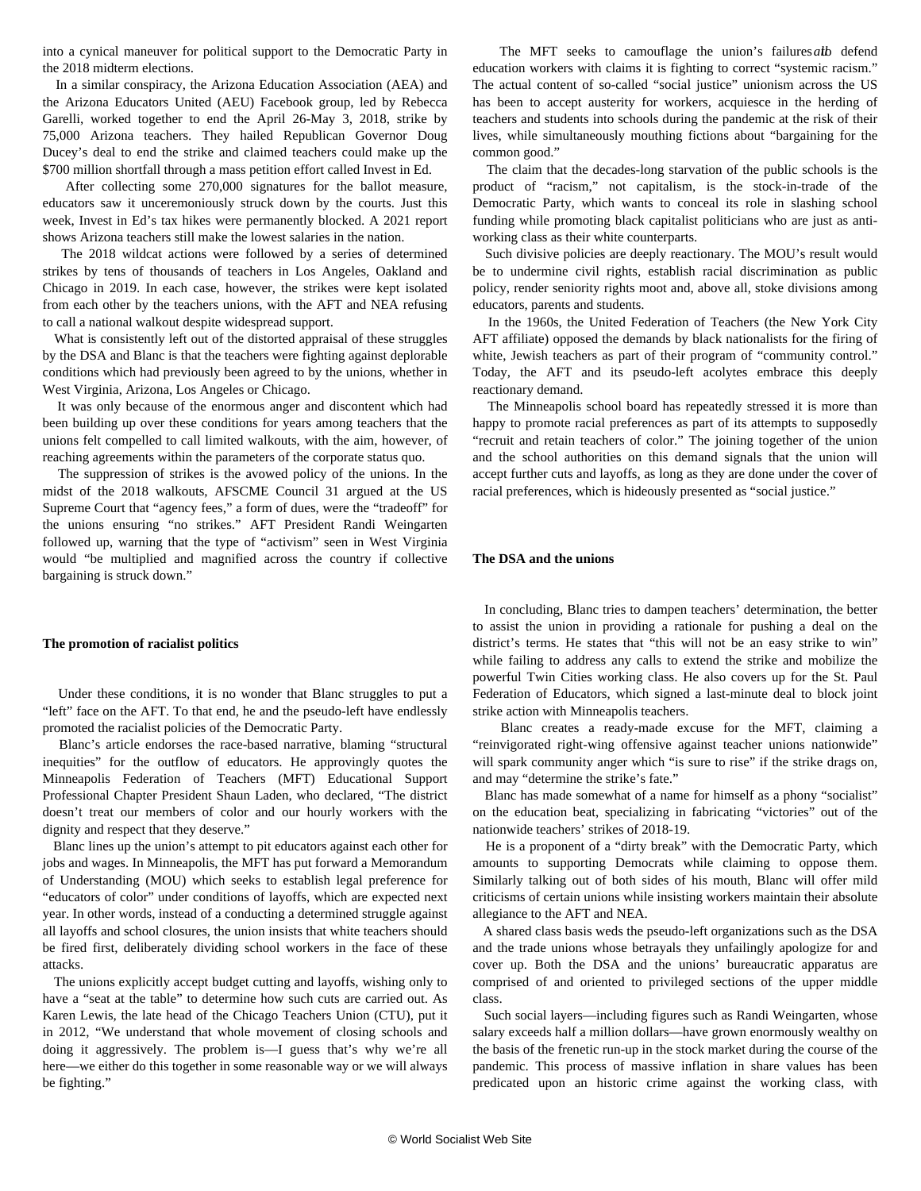into a cynical maneuver for political support to the Democratic Party in the 2018 midterm elections.

In a similar conspiracy, the Arizona Education Association (AEA) and the Arizona Educators United (AEU) Facebook group, led by Rebecca Garelli, worked together to end the April 26-May 3, 2018, strike by 75,000 Arizona teachers. They hailed Republican Governor Doug Ducey's deal to end the strike and claimed teachers could make up the $700 million shortfall through a mass petition effort called Invest in Ed.

After collecting some 270,000 signatures for the ballot measure, educators saw it unceremoniously struck down by the courts. Just this week, Invest in Ed's tax hikes were permanently blocked. A 2021 report shows Arizona teachers still make the lowest salaries in the nation.

The 2018 wildcat actions were followed by a series of determined strikes by tens of thousands of teachers in Los Angeles, Oakland and Chicago in 2019. In each case, however, the strikes were kept isolated from each other by the teachers unions, with the AFT and NEA refusing to call a national walkout despite widespread support.

What is consistently left out of the distorted appraisal of these struggles by the DSA and Blanc is that the teachers were fighting against deplorable conditions which had previously been agreed to by the unions, whether in West Virginia, Arizona, Los Angeles or Chicago.

It was only because of the enormous anger and discontent which had been building up over these conditions for years among teachers that the unions felt compelled to call limited walkouts, with the aim, however, of reaching agreements within the parameters of the corporate status quo.

The suppression of strikes is the avowed policy of the unions. In the midst of the 2018 walkouts, AFSCME Council 31 argued at the US Supreme Court that "agency fees," a form of dues, were the "tradeoff" for the unions ensuring "no strikes." AFT President Randi Weingarten followed up, warning that the type of "activism" seen in West Virginia would "be multiplied and magnified across the country if collective bargaining is struck down."

## The promotion of racialist politics

Under these conditions, it is no wonder that Blanc struggles to put a "left" face on the AFT. To that end, he and the pseudo-left have endlessly promoted the racialist policies of the Democratic Party.

Blanc's article endorses the race-based narrative, blaming "structural inequities" for the outflow of educators. He approvingly quotes the Minneapolis Federation of Teachers (MFT) Educational Support Professional Chapter President Shaun Laden, who declared, "The district doesn't treat our members of color and our hourly workers with the dignity and respect that they deserve."

Blanc lines up the union's attempt to pit educators against each other for jobs and wages. In Minneapolis, the MFT has put forward a Memorandum of Understanding (MOU) which seeks to establish legal preference for "educators of color" under conditions of layoffs, which are expected next year. In other words, instead of a conducting a determined struggle against all layoffs and school closures, the union insists that white teachers should be fired first, deliberately dividing school workers in the face of these attacks.

The unions explicitly accept budget cutting and layoffs, wishing only to have a "seat at the table" to determine how such cuts are carried out. As Karen Lewis, the late head of the Chicago Teachers Union (CTU), put it in 2012, "We understand that whole movement of closing schools and doing it aggressively. The problem is—I guess that's why we're all here—we either do this together in some reasonable way or we will always be fighting."

The MFT seeks to camouflage the union's failures to defend education workers with claims it is fighting to correct "systemic racism." The actual content of so-called "social justice" unionism across the US has been to accept austerity for workers, acquiesce in the herding of teachers and students into schools during the pandemic at the risk of their lives, while simultaneously mouthing fictions about "bargaining for the common good."

The claim that the decades-long starvation of the public schools is the product of "racism," not capitalism, is the stock-in-trade of the Democratic Party, which wants to conceal its role in slashing school funding while promoting black capitalist politicians who are just as anti-working class as their white counterparts.

Such divisive policies are deeply reactionary. The MOU's result would be to undermine civil rights, establish racial discrimination as public policy, render seniority rights moot and, above all, stoke divisions among educators, parents and students.

In the 1960s, the United Federation of Teachers (the New York City AFT affiliate) opposed the demands by black nationalists for the firing of white, Jewish teachers as part of their program of "community control." Today, the AFT and its pseudo-left acolytes embrace this deeply reactionary demand.

The Minneapolis school board has repeatedly stressed it is more than happy to promote racial preferences as part of its attempts to supposedly "recruit and retain teachers of color." The joining together of the union and the school authorities on this demand signals that the union will accept further cuts and layoffs, as long as they are done under the cover of racial preferences, which is hideously presented as "social justice."

## The DSA and the unions

In concluding, Blanc tries to dampen teachers' determination, the better to assist the union in providing a rationale for pushing a deal on the district's terms. He states that "this will not be an easy strike to win" while failing to address any calls to extend the strike and mobilize the powerful Twin Cities working class. He also covers up for the St. Paul Federation of Educators, which signed a last-minute deal to block joint strike action with Minneapolis teachers.

Blanc creates a ready-made excuse for the MFT, claiming a "reinvigorated right-wing offensive against teacher unions nationwide" will spark community anger which "is sure to rise" if the strike drags on, and may "determine the strike's fate."

Blanc has made somewhat of a name for himself as a phony "socialist" on the education beat, specializing in fabricating "victories" out of the nationwide teachers' strikes of 2018-19.

He is a proponent of a "dirty break" with the Democratic Party, which amounts to supporting Democrats while claiming to oppose them. Similarly talking out of both sides of his mouth, Blanc will offer mild criticisms of certain unions while insisting workers maintain their absolute allegiance to the AFT and NEA.

A shared class basis weds the pseudo-left organizations such as the DSA and the trade unions whose betrayals they unfailingly apologize for and cover up. Both the DSA and the unions' bureaucratic apparatus are comprised of and oriented to privileged sections of the upper middle class.

Such social layers—including figures such as Randi Weingarten, whose salary exceeds half a million dollars—have grown enormously wealthy on the basis of the frenetic run-up in the stock market during the course of the pandemic. This process of massive inflation in share values has been predicated upon an historic crime against the working class, with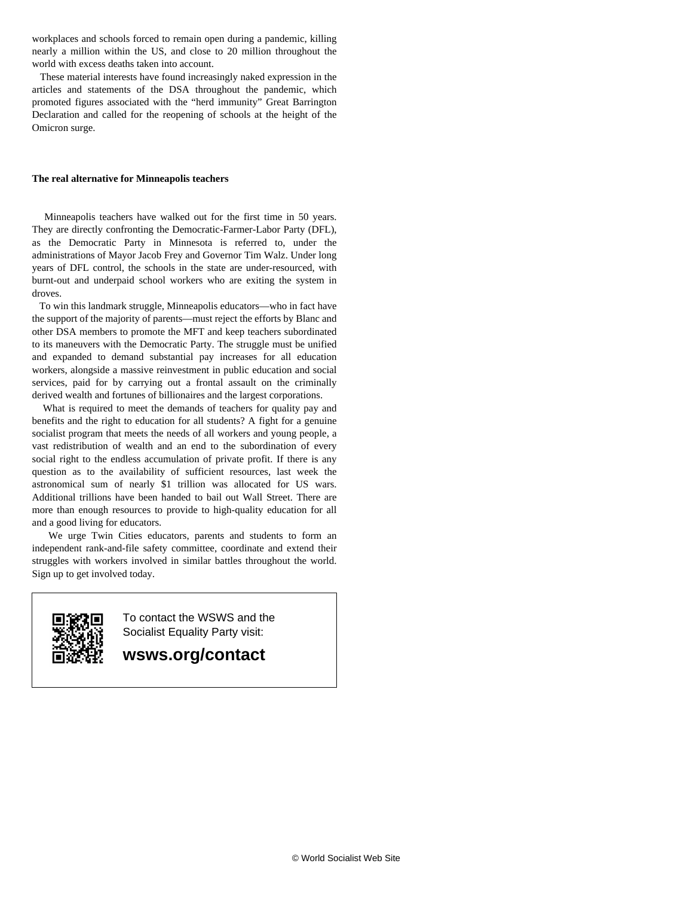workplaces and schools forced to remain open during a pandemic, killing nearly a million within the US, and close to 20 million throughout the world with excess deaths taken into account.

These material interests have found increasingly naked expression in the articles and statements of the DSA throughout the pandemic, which promoted figures associated with the "herd immunity" Great Barrington Declaration and called for the reopening of schools at the height of the Omicron surge.

**The real alternative for Minneapolis teachers**

Minneapolis teachers have walked out for the first time in 50 years. They are directly confronting the Democratic-Farmer-Labor Party (DFL), as the Democratic Party in Minnesota is referred to, under the administrations of Mayor Jacob Frey and Governor Tim Walz. Under long years of DFL control, the schools in the state are under-resourced, with burnt-out and underpaid school workers who are exiting the system in droves.

To win this landmark struggle, Minneapolis educators—who in fact have the support of the majority of parents—must reject the efforts by Blanc and other DSA members to promote the MFT and keep teachers subordinated to its maneuvers with the Democratic Party. The struggle must be unified and expanded to demand substantial pay increases for all education workers, alongside a massive reinvestment in public education and social services, paid for by carrying out a frontal assault on the criminally derived wealth and fortunes of billionaires and the largest corporations.

What is required to meet the demands of teachers for quality pay and benefits and the right to education for all students? A fight for a genuine socialist program that meets the needs of all workers and young people, a vast redistribution of wealth and an end to the subordination of every social right to the endless accumulation of private profit. If there is any question as to the availability of sufficient resources, last week the astronomical sum of nearly $1 trillion was allocated for US wars. Additional trillions have been handed to bail out Wall Street. There are more than enough resources to provide to high-quality education for all and a good living for educators.

We urge Twin Cities educators, parents and students to form an independent rank-and-file safety committee, coordinate and extend their struggles with workers involved in similar battles throughout the world. Sign up to get involved today.

To contact the WSWS and the Socialist Equality Party visit:

**wsws.org/contact**